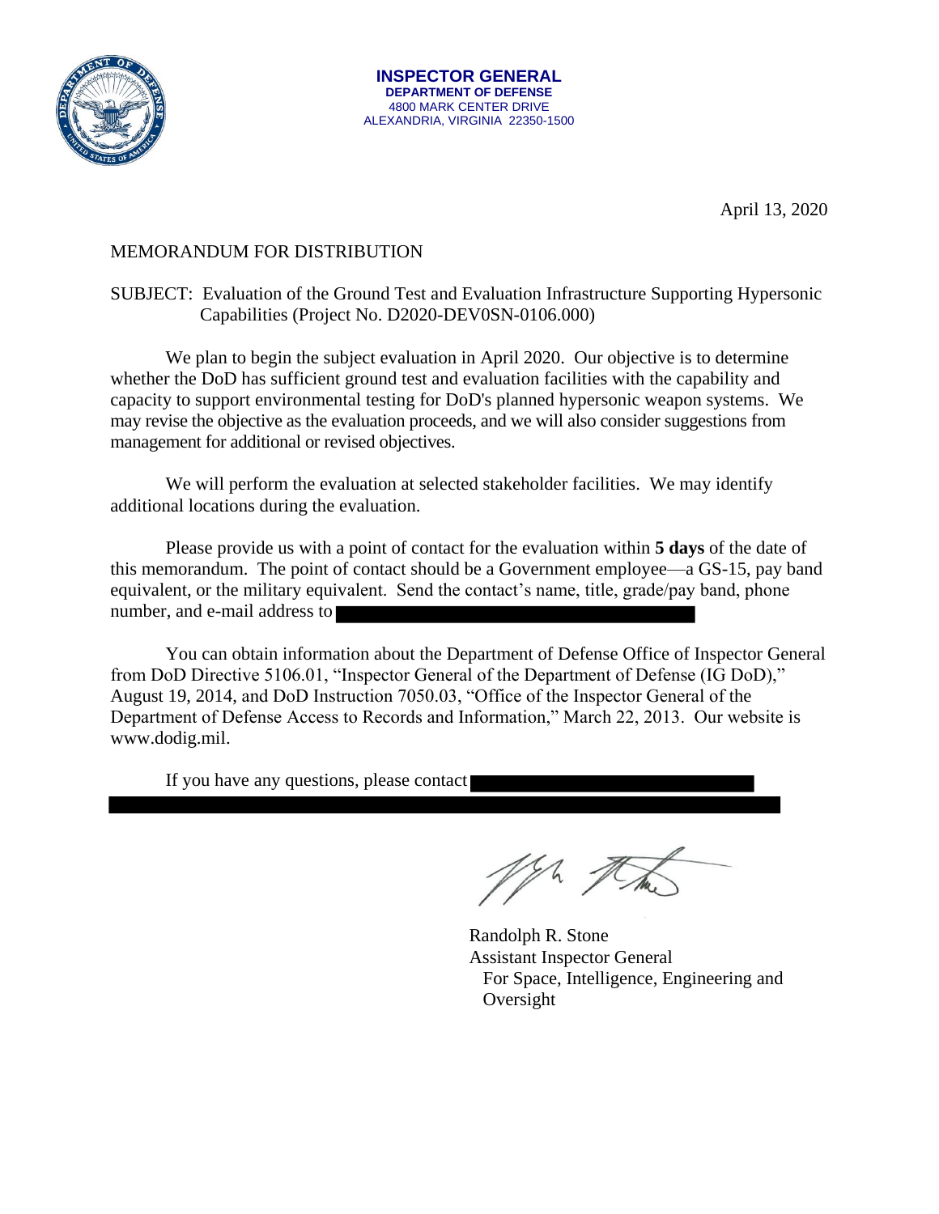**INSPECTOR GENERAL**
**DEPARTMENT OF DEFENSE**
4800 MARK CENTER DRIVE
ALEXANDRIA, VIRGINIA 22350-1500

April 13, 2020

MEMORANDUM FOR DISTRIBUTION

SUBJECT: Evaluation of the Ground Test and Evaluation Infrastructure Supporting Hypersonic Capabilities (Project No. D2020-DEV0SN-0106.000)

We plan to begin the subject evaluation in April 2020. Our objective is to determine whether the DoD has sufficient ground test and evaluation facilities with the capability and capacity to support environmental testing for DoD's planned hypersonic weapon systems. We may revise the objective as the evaluation proceeds, and we will also consider suggestions from management for additional or revised objectives.

We will perform the evaluation at selected stakeholder facilities. We may identify additional locations during the evaluation.

Please provide us with a point of contact for the evaluation within **5 days** of the date of this memorandum. The point of contact should be a Government employee—a GS-15, pay band equivalent, or the military equivalent. Send the contact's name, title, grade/pay band, phone number, and e-mail address to [REDACTED]

You can obtain information about the Department of Defense Office of Inspector General from DoD Directive 5106.01, "Inspector General of the Department of Defense (IG DoD)," August 19, 2014, and DoD Instruction 7050.03, "Office of the Inspector General of the Department of Defense Access to Records and Information," March 22, 2013. Our website is www.dodig.mil.

If you have any questions, please contact [REDACTED]

Randolph R. Stone
Assistant Inspector General
For Space, Intelligence, Engineering and Oversight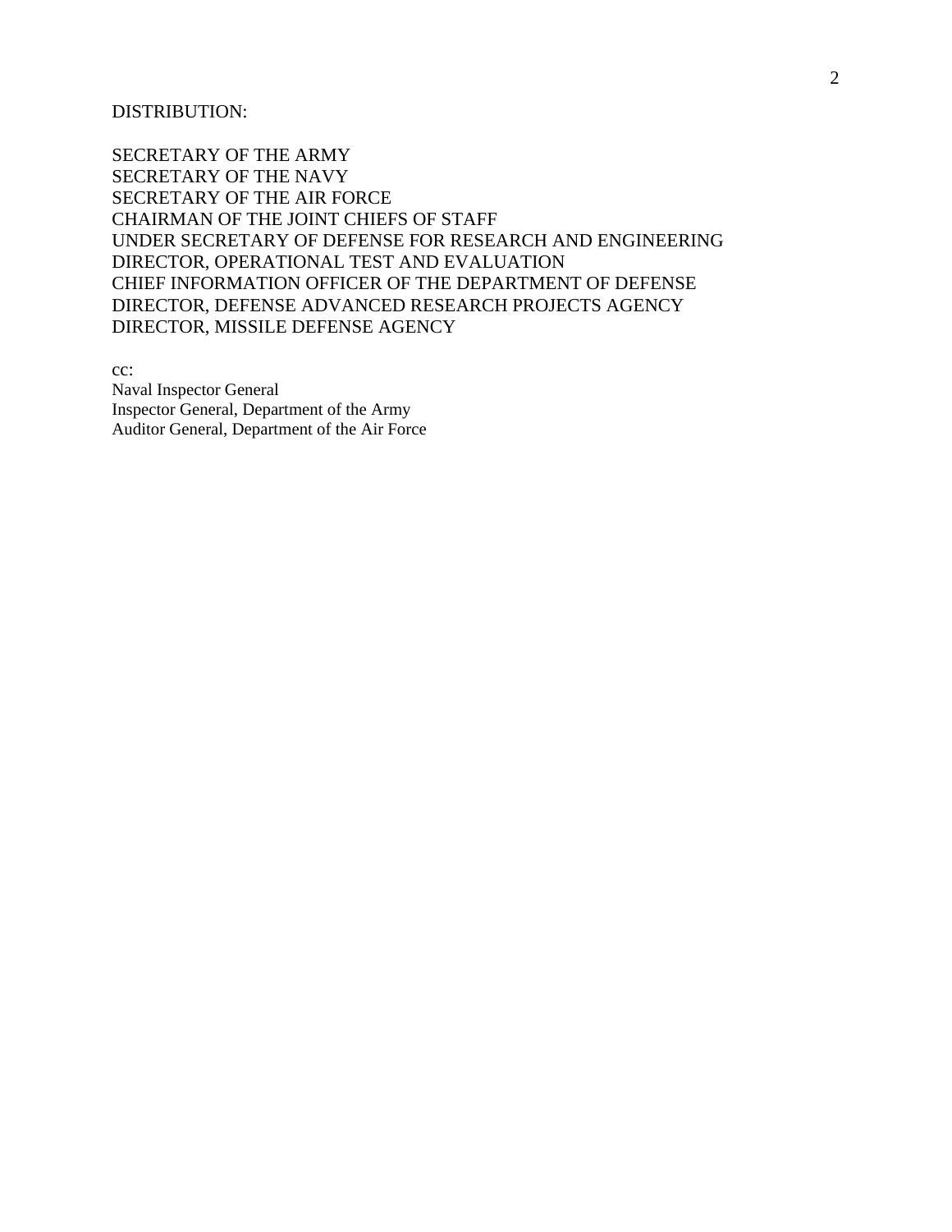DISTRIBUTION:

SECRETARY OF THE ARMY
SECRETARY OF THE NAVY
SECRETARY OF THE AIR FORCE
CHAIRMAN OF THE JOINT CHIEFS OF STAFF
UNDER SECRETARY OF DEFENSE FOR RESEARCH AND ENGINEERING
DIRECTOR, OPERATIONAL TEST AND EVALUATION
CHIEF INFORMATION OFFICER OF THE DEPARTMENT OF DEFENSE
DIRECTOR, DEFENSE ADVANCED RESEARCH PROJECTS AGENCY
DIRECTOR, MISSILE DEFENSE AGENCY

cc:
Naval Inspector General
Inspector General, Department of the Army
Auditor General, Department of the Air Force